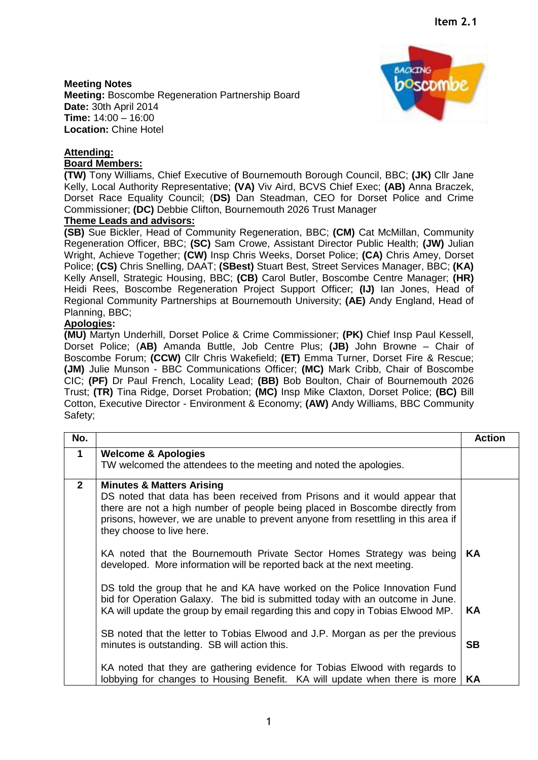**Item 2.1**

**Meeting Notes**
**Meeting:** Boscombe Regeneration Partnership Board
**Date:** 30th April 2014
**Time:** 14:00 – 16:00
**Location:** Chine Hotel

**Attending:**
**Board Members:**
**(TW)** Tony Williams, Chief Executive of Bournemouth Borough Council, BBC; **(JK)** Cllr Jane Kelly, Local Authority Representative; **(VA)** Viv Aird, BCVS Chief Exec; **(AB)** Anna Braczek, Dorset Race Equality Council; (**DS)** Dan Steadman, CEO for Dorset Police and Crime Commissioner; **(DC)** Debbie Clifton, Bournemouth 2026 Trust Manager
**Theme Leads and advisors:**
**(SB)** Sue Bickler, Head of Community Regeneration, BBC; **(CM)** Cat McMillan, Community Regeneration Officer, BBC; **(SC)** Sam Crowe, Assistant Director Public Health; **(JW)** Julian Wright, Achieve Together; **(CW)** Insp Chris Weeks, Dorset Police; **(CA)** Chris Amey, Dorset Police; **(CS)** Chris Snelling, DAAT; **(SBest)** Stuart Best, Street Services Manager, BBC; **(KA)** Kelly Ansell, Strategic Housing, BBC; **(CB)** Carol Butler, Boscombe Centre Manager; **(HR)** Heidi Rees, Boscombe Regeneration Project Support Officer; **(IJ)** Ian Jones, Head of Regional Community Partnerships at Bournemouth University; **(AE)** Andy England, Head of Planning, BBC;
**Apologies:**
**(MU)** Martyn Underhill, Dorset Police & Crime Commissioner; **(PK)** Chief Insp Paul Kessell, Dorset Police; (**AB)** Amanda Buttle, Job Centre Plus; **(JB)** John Browne – Chair of Boscombe Forum; **(CCW)** Cllr Chris Wakefield; **(ET)** Emma Turner, Dorset Fire & Rescue; **(JM)** Julie Munson - BBC Communications Officer; **(MC)** Mark Cribb, Chair of Boscombe CIC; **(PF)** Dr Paul French, Locality Lead; **(BB)** Bob Boulton, Chair of Bournemouth 2026 Trust; **(TR)** Tina Ridge, Dorset Probation; **(MC)** Insp Mike Claxton, Dorset Police; **(BC)** Bill Cotton, Executive Director - Environment & Economy; **(AW)** Andy Williams, BBC Community Safety;

| No. | | Action |
|---|---|---|
| **1** | **Welcome & Apologies**<br>TW welcomed the attendees to the meeting and noted the apologies. | |
| **2** | **Minutes & Matters Arising**<br>DS noted that data has been received from Prisons and it would appear that there are not a high number of people being placed in Boscombe directly from prisons, however, we are unable to prevent anyone from resettling in this area if they choose to live here. | |
| | KA noted that the Bournemouth Private Sector Homes Strategy was being developed. More information will be reported back at the next meeting. | **KA** |
| | DS told the group that he and KA have worked on the Police Innovation Fund bid for Operation Galaxy. The bid is submitted today with an outcome in June. KA will update the group by email regarding this and copy in Tobias Elwood MP. | **KA** |
| | SB noted that the letter to Tobias Elwood and J.P. Morgan as per the previous minutes is outstanding. SB will action this. | **SB** |
| | KA noted that they are gathering evidence for Tobias Elwood with regards to lobbying for changes to Housing Benefit. KA will update when there is more | **KA** |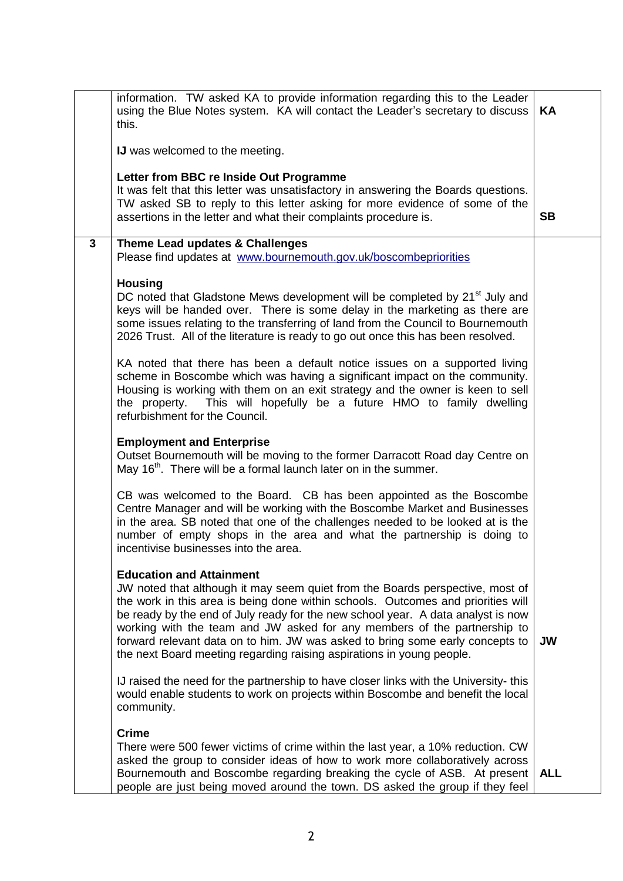| | | |
|---|---|---|
| | information. TW asked KA to provide information regarding this to the Leader using the Blue Notes system. KA will contact the Leader's secretary to discuss this.<br><br>**IJ** was welcomed to the meeting.<br><br>**Letter from BBC re Inside Out Programme**<br>It was felt that this letter was unsatisfactory in answering the Boards questions. TW asked SB to reply to this letter asking for more evidence of some of the assertions in the letter and what their complaints procedure is. | **KA**<br><br><br><br><br><br>**SB** |
| **3** | **Theme Lead updates & Challenges**<br>Please find updates at www.bournemouth.gov.uk/boscombepriorities<br><br>**Housing**<br>DC noted that Gladstone Mews development will be completed by 21st July and keys will be handed over. There is some delay in the marketing as there are some issues relating to the transferring of land from the Council to Bournemouth 2026 Trust. All of the literature is ready to go out once this has been resolved.<br><br>KA noted that there has been a default notice issues on a supported living scheme in Boscombe which was having a significant impact on the community. Housing is working with them on an exit strategy and the owner is keen to sell the property. This will hopefully be a future HMO to family dwelling refurbishment for the Council.<br><br>**Employment and Enterprise**<br>Outset Bournemouth will be moving to the former Darracott Road day Centre on May 16th. There will be a formal launch later on in the summer.<br><br>CB was welcomed to the Board. CB has been appointed as the Boscombe Centre Manager and will be working with the Boscombe Market and Businesses in the area. SB noted that one of the challenges needed to be looked at is the number of empty shops in the area and what the partnership is doing to incentivise businesses into the area.<br><br>**Education and Attainment**<br>JW noted that although it may seem quiet from the Boards perspective, most of the work in this area is being done within schools. Outcomes and priorities will be ready by the end of July ready for the new school year. A data analyst is now working with the team and JW asked for any members of the partnership to forward relevant data on to him. JW was asked to bring some early concepts to the next Board meeting regarding raising aspirations in young people.<br><br>IJ raised the need for the partnership to have closer links with the University- this would enable students to work on projects within Boscombe and benefit the local community.<br><br>**Crime**<br>There were 500 fewer victims of crime within the last year, a 10% reduction. CW asked the group to consider ideas of how to work more collaboratively across Bournemouth and Boscombe regarding breaking the cycle of ASB. At present people are just being moved around the town. DS asked the group if they feel | <br><br><br><br><br><br><br><br><br><br><br><br><br><br><br><br><br><br><br><br><br><br><br><br><br><br>**JW**<br><br><br><br><br><br>**ALL** |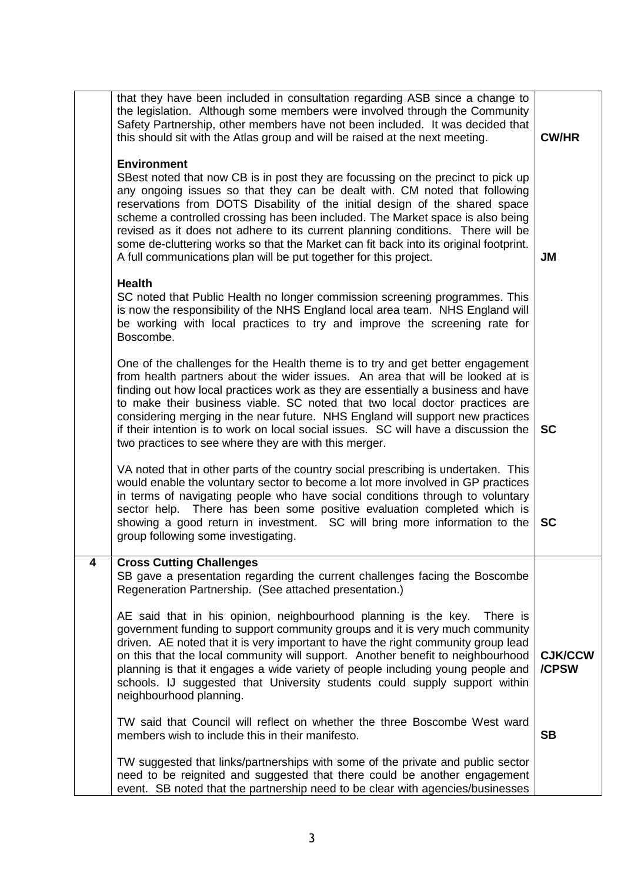| | | |
|---|---|---|
| | that they have been included in consultation regarding ASB since a change to the legislation. Although some members were involved through the Community Safety Partnership, other members have not been included. It was decided that this should sit with the Atlas group and will be raised at the next meeting. | **CW/HR** |
| | **Environment**<br>SBest noted that now CB is in post they are focussing on the precinct to pick up any ongoing issues so that they can be dealt with. CM noted that following reservations from DOTS Disability of the initial design of the shared space scheme a controlled crossing has been included. The Market space is also being revised as it does not adhere to its current planning conditions. There will be some de-cluttering works so that the Market can fit back into its original footprint. A full communications plan will be put together for this project. | **JM** |
| | **Health**<br>SC noted that Public Health no longer commission screening programmes. This is now the responsibility of the NHS England local area team. NHS England will be working with local practices to try and improve the screening rate for Boscombe. | |
| | One of the challenges for the Health theme is to try and get better engagement from health partners about the wider issues. An area that will be looked at is finding out how local practices work as they are essentially a business and have to make their business viable. SC noted that two local doctor practices are considering merging in the near future. NHS England will support new practices if their intention is to work on local social issues. SC will have a discussion the two practices to see where they are with this merger. | **SC** |
| | VA noted that in other parts of the country social prescribing is undertaken. This would enable the voluntary sector to become a lot more involved in GP practices in terms of navigating people who have social conditions through to voluntary sector help. There has been some positive evaluation completed which is showing a good return in investment. SC will bring more information to the group following some investigating. | **SC** |
| **4** | **Cross Cutting Challenges**<br>SB gave a presentation regarding the current challenges facing the Boscombe Regeneration Partnership. (See attached presentation.) | |
| | AE said that in his opinion, neighbourhood planning is the key. There is government funding to support community groups and it is very much community driven. AE noted that it is very important to have the right community group lead on this that the local community will support. Another benefit to neighbourhood planning is that it engages a wide variety of people including young people and schools. IJ suggested that University students could supply support within neighbourhood planning. | **CJK/CCW /CPSW** |
| | TW said that Council will reflect on whether the three Boscombe West ward members wish to include this in their manifesto. | **SB** |
| | TW suggested that links/partnerships with some of the private and public sector need to be reignited and suggested that there could be another engagement event. SB noted that the partnership need to be clear with agencies/businesses | |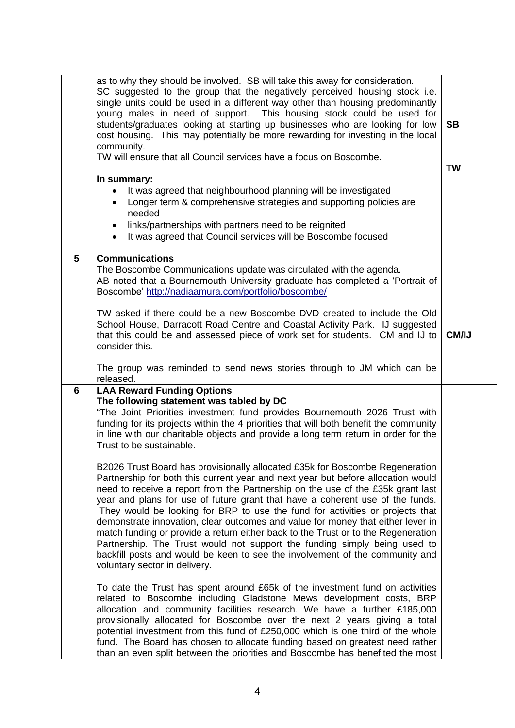| | | |
|---|---|---|
| | as to why they should be involved. SB will take this away for consideration.<br>SC suggested to the group that the negatively perceived housing stock i.e. single units could be used in a different way other than housing predominantly young males in need of support. This housing stock could be used for students/graduates looking at starting up businesses who are looking for low cost housing. This may potentially be more rewarding for investing in the local community.<br>TW will ensure that all Council services have a focus on Boscombe.<br><br>**In summary:**<br>• It was agreed that neighbourhood planning will be investigated<br>• Longer term & comprehensive strategies and supporting policies are needed<br>• links/partnerships with partners need to be reignited<br>• It was agreed that Council services will be Boscombe focused | **SB**<br><br>**TW** |
| **5** | **Communications**<br>The Boscombe Communications update was circulated with the agenda.<br>AB noted that a Bournemouth University graduate has completed a 'Portrait of Boscombe' http://nadiaamura.com/portfolio/boscombe/<br><br>TW asked if there could be a new Boscombe DVD created to include the Old School House, Darracott Road Centre and Coastal Activity Park. IJ suggested that this could be and assessed piece of work set for students. CM and IJ to consider this.<br><br>The group was reminded to send news stories through to JM which can be released. | **CM/IJ** |
| **6** | **LAA Reward Funding Options**<br>**The following statement was tabled by DC**<br>"The Joint Priorities investment fund provides Bournemouth 2026 Trust with funding for its projects within the 4 priorities that will both benefit the community in line with our charitable objects and provide a long term return in order for the Trust to be sustainable.<br><br>B2026 Trust Board has provisionally allocated £35k for Boscombe Regeneration Partnership for both this current year and next year but before allocation would need to receive a report from the Partnership on the use of the £35k grant last year and plans for use of future grant that have a coherent use of the funds. They would be looking for BRP to use the fund for activities or projects that demonstrate innovation, clear outcomes and value for money that either lever in match funding or provide a return either back to the Trust or to the Regeneration Partnership. The Trust would not support the funding simply being used to backfill posts and would be keen to see the involvement of the community and voluntary sector in delivery.<br><br>To date the Trust has spent around £65k of the investment fund on activities related to Boscombe including Gladstone Mews development costs, BRP allocation and community facilities research. We have a further £185,000 provisionally allocated for Boscombe over the next 2 years giving a total potential investment from this fund of £250,000 which is one third of the whole fund. The Board has chosen to allocate funding based on greatest need rather than an even split between the priorities and Boscombe has benefited the most | |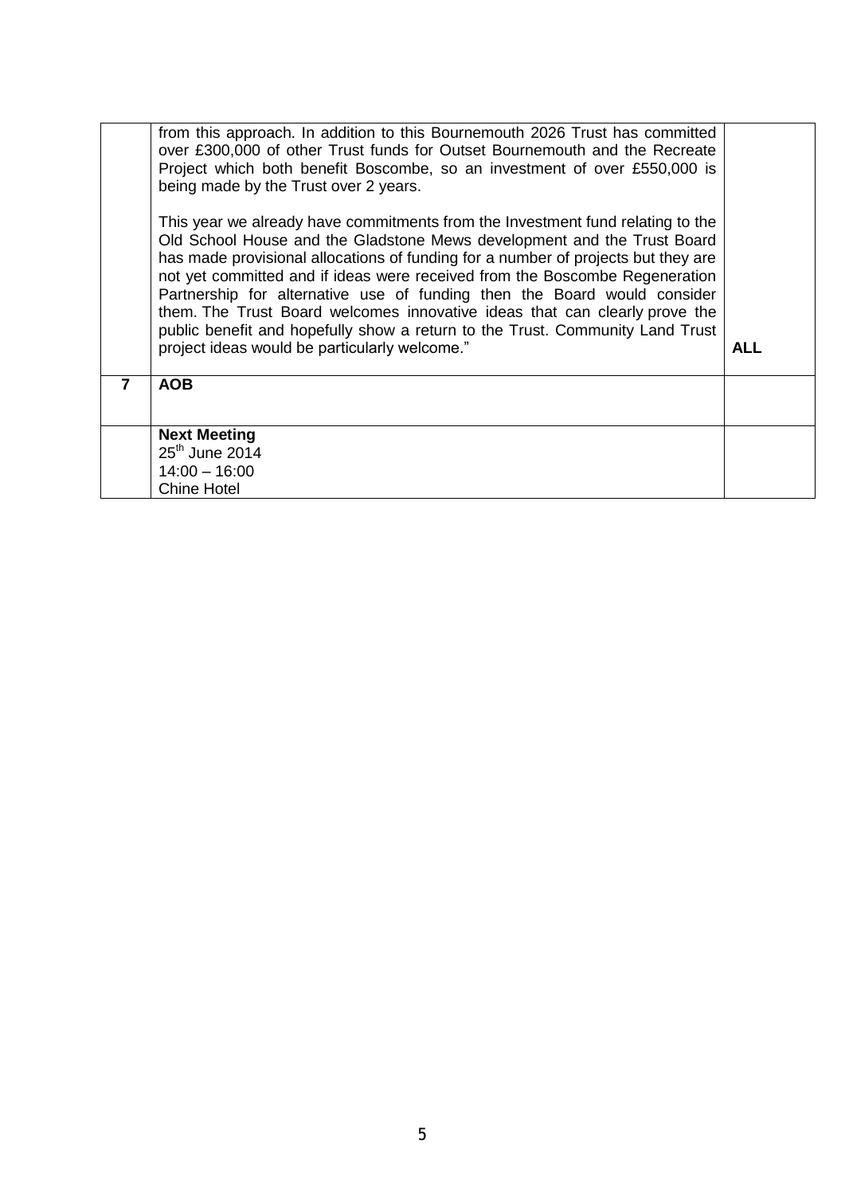| | | |
|---|---|---|
| | from this approach. In addition to this Bournemouth 2026 Trust has committed over £300,000 of other Trust funds for Outset Bournemouth and the Recreate Project which both benefit Boscombe, so an investment of over £550,000 is being made by the Trust over 2 years.<br><br>This year we already have commitments from the Investment fund relating to the Old School House and the Gladstone Mews development and the Trust Board has made provisional allocations of funding for a number of projects but they are not yet committed and if ideas were received from the Boscombe Regeneration Partnership for alternative use of funding then the Board would consider them. The Trust Board welcomes innovative ideas that can clearly prove the public benefit and hopefully show a return to the Trust. Community Land Trust project ideas would be particularly welcome." | **ALL** |
| **7** | **AOB** | |
| | **Next Meeting**<br>25th June 2014<br>14:00 – 16:00<br>Chine Hotel | |